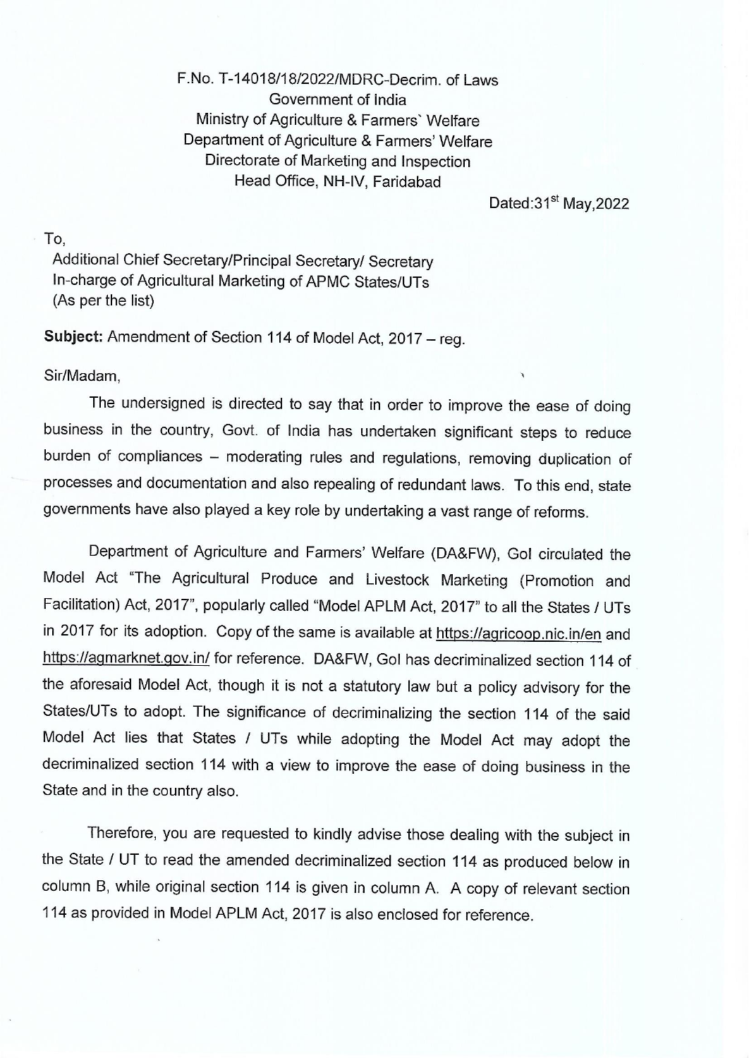F.No. T-14018/18/2022/MDRC-Decrim. of Laws
Government of India
Ministry of Agriculture & Farmers` Welfare
Department of Agriculture & Farmers' Welfare
Directorate of Marketing and Inspection
Head Office, NH-IV, Faridabad

Dated:31st May,2022

To,
Additional Chief Secretary/Principal Secretary/ Secretary
In-charge of Agricultural Marketing of APMC States/UTs
(As per the list)

**Subject:** Amendment of Section 114 of Model Act, 2017 – reg.

Sir/Madam,

The undersigned is directed to say that in order to improve the ease of doing business in the country, Govt. of India has undertaken significant steps to reduce burden of compliances – moderating rules and regulations, removing duplication of processes and documentation and also repealing of redundant laws. To this end, state governments have also played a key role by undertaking a vast range of reforms.

Department of Agriculture and Farmers' Welfare (DA&FW), GoI circulated the Model Act "The Agricultural Produce and Livestock Marketing (Promotion and Facilitation) Act, 2017", popularly called "Model APLM Act, 2017" to all the States / UTs in 2017 for its adoption. Copy of the same is available at https://agricoop.nic.in/en and https://agmarknet.gov.in/ for reference. DA&FW, GoI has decriminalized section 114 of the aforesaid Model Act, though it is not a statutory law but a policy advisory for the States/UTs to adopt. The significance of decriminalizing the section 114 of the said Model Act lies that States / UTs while adopting the Model Act may adopt the decriminalized section 114 with a view to improve the ease of doing business in the State and in the country also.

Therefore, you are requested to kindly advise those dealing with the subject in the State / UT to read the amended decriminalized section 114 as produced below in column B, while original section 114 is given in column A. A copy of relevant section 114 as provided in Model APLM Act, 2017 is also enclosed for reference.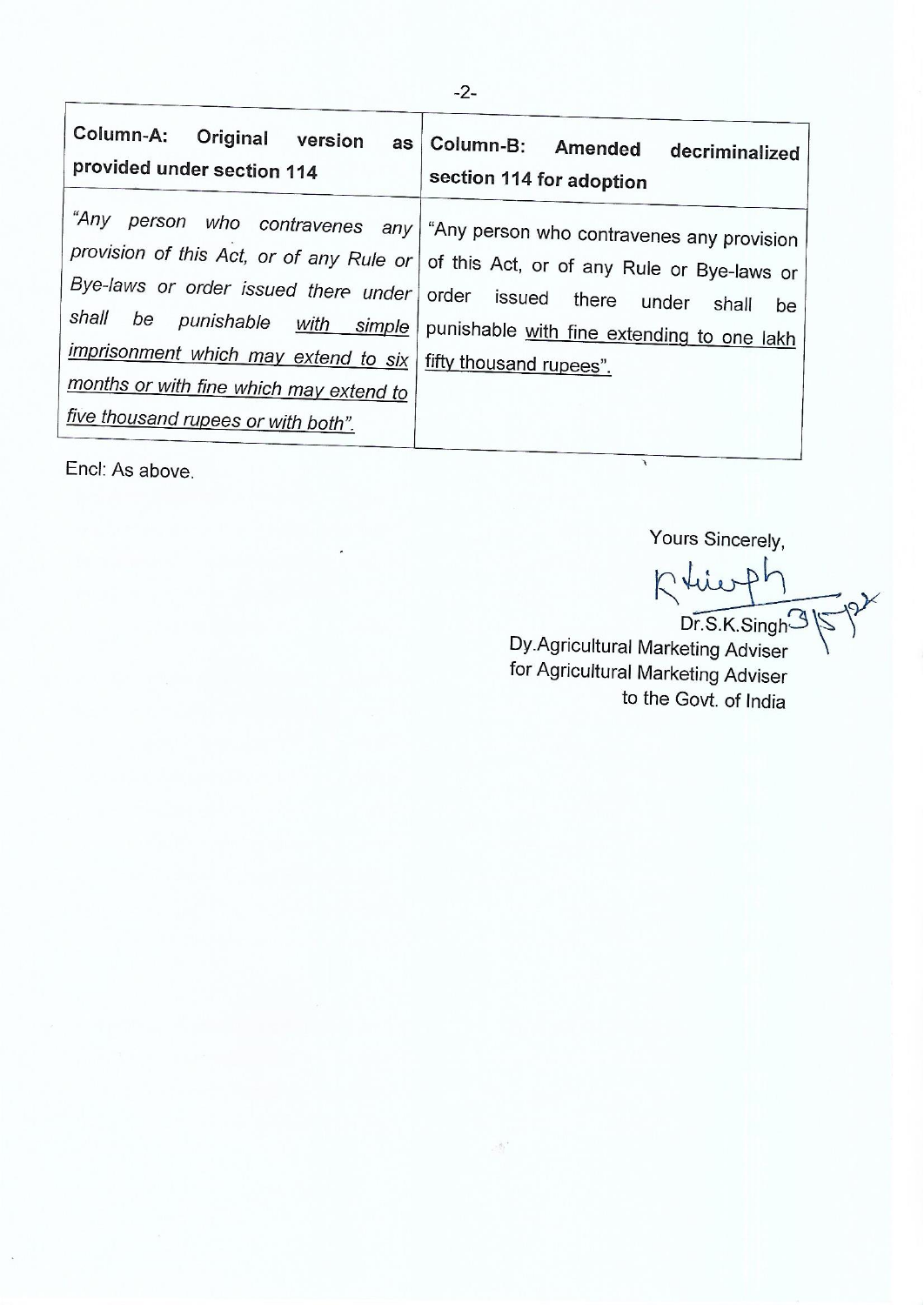| **Column-A: Original version as provided under section 114** | **Column-B: Amended decriminalized section 114 for adoption** |
|---|---|
| *"Any person who contravenes any provision of this Act, or of any Rule or Bye-laws or order issued there under shall be punishable <u>with simple imprisonment which may extend to six months or with fine which may extend to five thousand rupees or with both</u>".* | "Any person who contravenes any provision of this Act, or of any Rule or Bye-laws or order issued there under shall be punishable <u>with fine extending to one lakh fifty thousand rupees</u>". |

Encl: As above.

Yours Sincerely,

Dr.S.K.Singh 3/5/22
Dy.Agricultural Marketing Adviser
for Agricultural Marketing Adviser
to the Govt. of India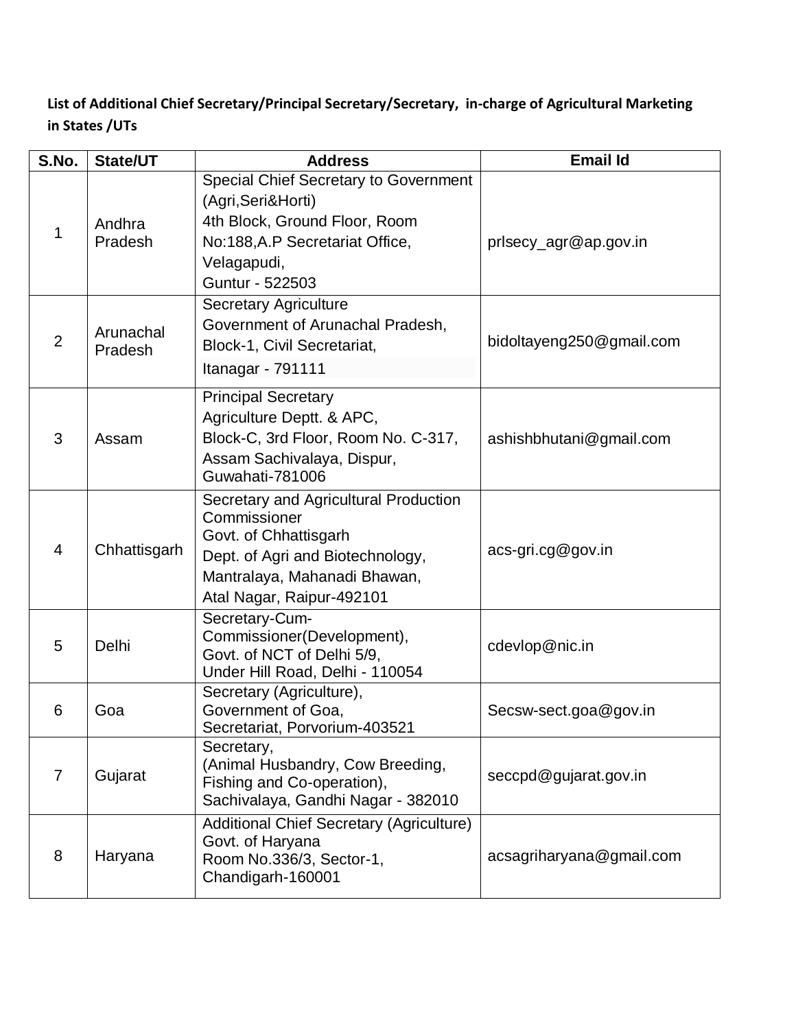**List of Additional Chief Secretary/Principal Secretary/Secretary, in-charge of Agricultural Marketing in States /UTs**

| S.No. | State/UT | Address | Email Id |
|---|---|---|---|
| 1 | Andhra Pradesh | Special Chief Secretary to Government (Agri,Seri&Horti)<br>4th Block, Ground Floor, Room No:188,A.P Secretariat Office, Velagapudi,<br>Guntur - 522503 | prlsecy_agr@ap.gov.in |
| 2 | Arunachal Pradesh | Secretary Agriculture<br>Government of Arunachal Pradesh, Block-1, Civil Secretariat,<br>Itanagar - 791111 | bidoltayeng250@gmail.com |
| 3 | Assam | Principal Secretary<br>Agriculture Deptt. & APC,<br>Block-C, 3rd Floor, Room No. C-317, Assam Sachivalaya, Dispur,<br>Guwahati-781006 | ashishbhutani@gmail.com |
| 4 | Chhattisgarh | Secretary and Agricultural Production Commissioner<br>Govt. of Chhattisgarh<br>Dept. of Agri and Biotechnology,<br>Mantralaya, Mahanadi Bhawan,<br>Atal Nagar, Raipur-492101 | acs-gri.cg@gov.in |
| 5 | Delhi | Secretary-Cum-Commissioner(Development),<br>Govt. of NCT of Delhi 5/9,<br>Under Hill Road, Delhi - 110054 | cdevlop@nic.in |
| 6 | Goa | Secretary (Agriculture),<br>Government of Goa,<br>Secretariat, Porvorium-403521 | Secsw-sect.goa@gov.in |
| 7 | Gujarat | Secretary,<br>(Animal Husbandry, Cow Breeding, Fishing and Co-operation),<br>Sachivalaya, Gandhi Nagar - 382010 | seccpd@gujarat.gov.in |
| 8 | Haryana | Additional Chief Secretary (Agriculture)<br>Govt. of Haryana<br>Room No.336/3, Sector-1,<br>Chandigarh-160001 | acsagriharyana@gmail.com |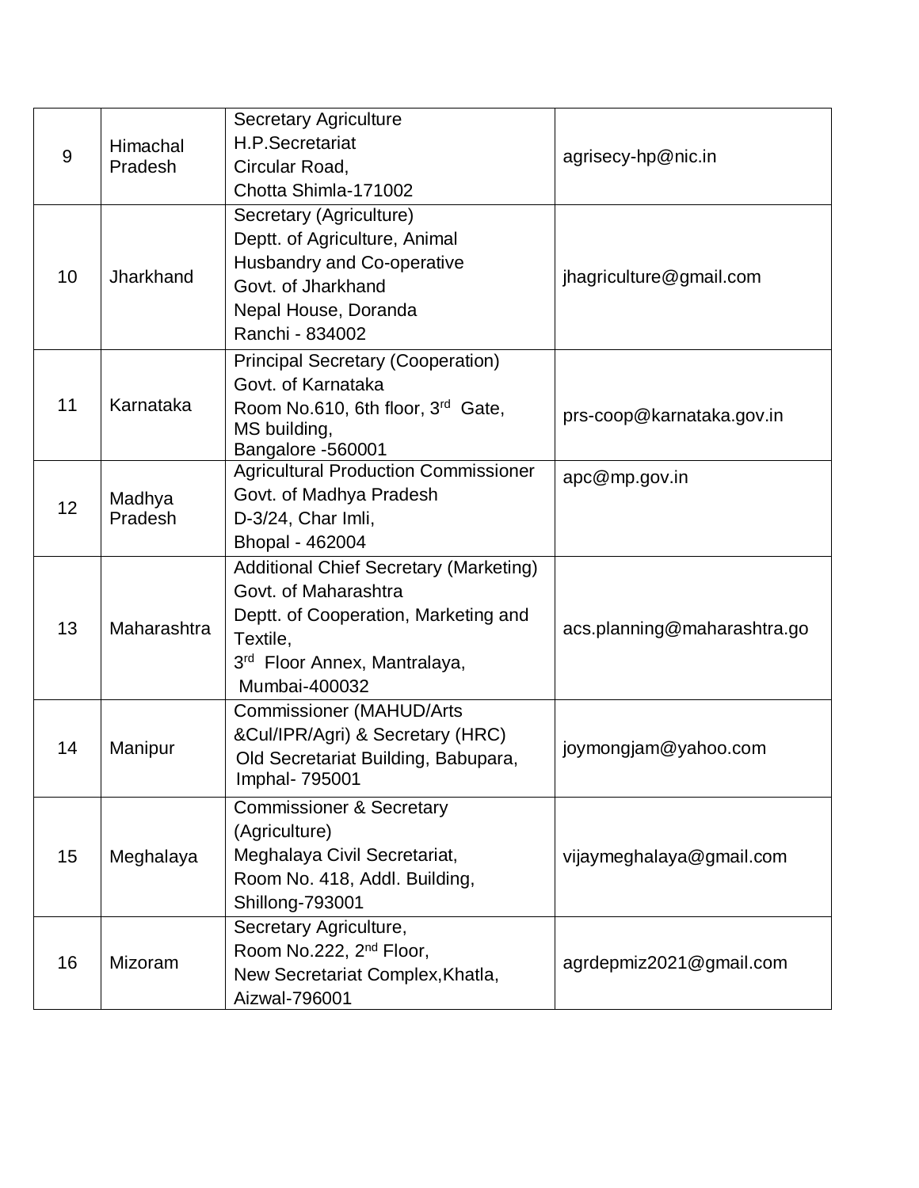| 9 | Himachal Pradesh | Secretary Agriculture<br>H.P.Secretariat<br>Circular Road,<br>Chotta Shimla-171002 | agrisecy-hp@nic.in |
|---|---|---|---|
| 10 | Jharkhand | Secretary (Agriculture)<br>Deptt. of Agriculture, Animal Husbandry and Co-operative<br>Govt. of Jharkhand<br>Nepal House, Doranda<br>Ranchi - 834002 | jhagriculture@gmail.com |
| 11 | Karnataka | Principal Secretary (Cooperation)<br>Govt. of Karnataka<br>Room No.610, 6th floor, 3rd Gate, MS building,<br>Bangalore -560001 | prs-coop@karnataka.gov.in |
| 12 | Madhya Pradesh | Agricultural Production Commissioner<br>Govt. of Madhya Pradesh<br>D-3/24, Char Imli,<br>Bhopal - 462004 | apc@mp.gov.in |
| 13 | Maharashtra | Additional Chief Secretary (Marketing)<br>Govt. of Maharashtra<br>Deptt. of Cooperation, Marketing and Textile,<br>3rd Floor Annex, Mantralaya,<br>Mumbai-400032 | acs.planning@maharashtra.go |
| 14 | Manipur | Commissioner (MAHUD/Arts &Cul/IPR/Agri) & Secretary (HRC)<br>Old Secretariat Building, Babupara, Imphal- 795001 | joymongjam@yahoo.com |
| 15 | Meghalaya | Commissioner & Secretary (Agriculture)<br>Meghalaya Civil Secretariat,<br>Room No. 418, Addl. Building,<br>Shillong-793001 | vijaymeghalaya@gmail.com |
| 16 | Mizoram | Secretary Agriculture,<br>Room No.222, 2nd Floor,<br>New Secretariat Complex,Khatla,<br>Aizwal-796001 | agrdepmiz2021@gmail.com |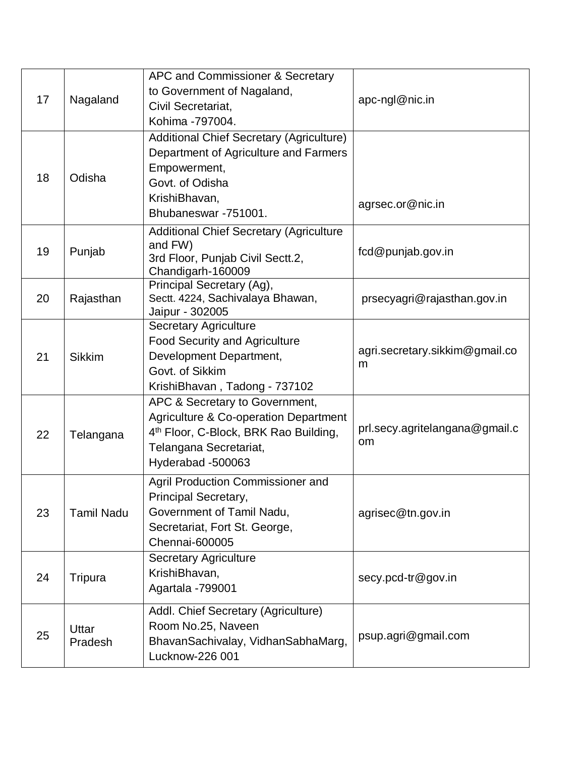| 17 | Nagaland | APC and Commissioner & Secretary to Government of Nagaland, Civil Secretariat, Kohima -797004. | apc-ngl@nic.in |
|---|---|---|---|
| 18 | Odisha | Additional Chief Secretary (Agriculture) Department of Agriculture and Farmers Empowerment, Govt. of Odisha KrishiBhavan, Bhubaneswar -751001. | agrsec.or@nic.in |
| 19 | Punjab | Additional Chief Secretary (Agriculture and FW) 3rd Floor, Punjab Civil Sectt.2, Chandigarh-160009 | fcd@punjab.gov.in |
| 20 | Rajasthan | Principal Secretary (Ag), Sectt. 4224, Sachivalaya Bhawan, Jaipur - 302005 | prsecyagri@rajasthan.gov.in |
| 21 | Sikkim | Secretary Agriculture Food Security and Agriculture Development Department, Govt. of Sikkim KrishiBhavan , Tadong - 737102 | agri.secretary.sikkim@gmail.com |
| 22 | Telangana | APC & Secretary to Government, Agriculture & Co-operation Department 4th Floor, C-Block, BRK Rao Building, Telangana Secretariat, Hyderabad -500063 | prl.secy.agritelangana@gmail.com |
| 23 | Tamil Nadu | Agril Production Commissioner and Principal Secretary, Government of Tamil Nadu, Secretariat, Fort St. George, Chennai-600005 | agrisec@tn.gov.in |
| 24 | Tripura | Secretary Agriculture KrishiBhavan, Agartala -799001 | secy.pcd-tr@gov.in |
| 25 | Uttar Pradesh | Addl. Chief Secretary (Agriculture) Room No.25, Naveen BhavanSachivalay, VidhanSabhaMarg, Lucknow-226 001 | psup.agri@gmail.com |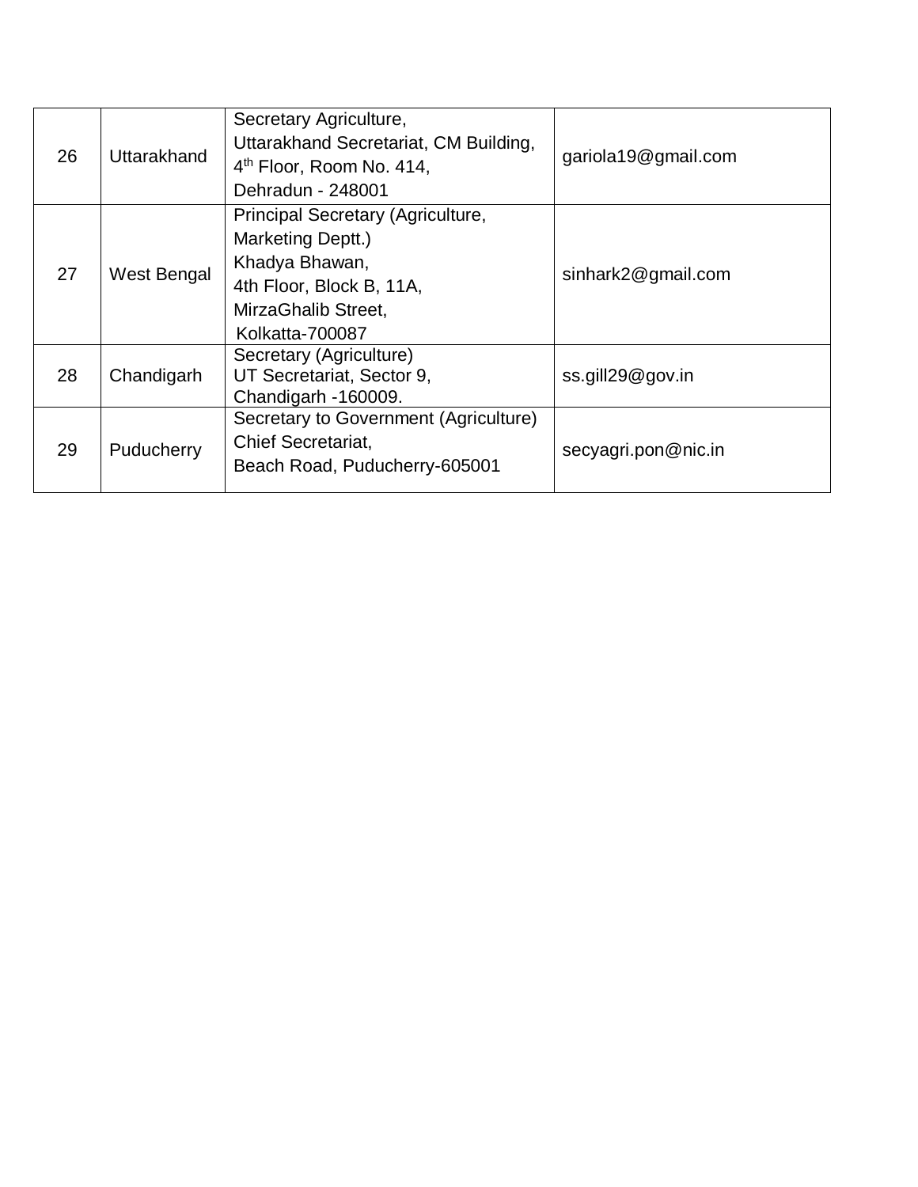| | | | |
|---|---|---|---|
| 26 | Uttarakhand | Secretary Agriculture,<br>Uttarakhand Secretariat, CM Building,<br>$4^{th}$ Floor, Room No. 414,<br>Dehradun - 248001 | gariola19@gmail.com |
| 27 | West Bengal | Principal Secretary (Agriculture,<br>Marketing Deptt.)<br>Khadya Bhawan,<br>4th Floor, Block B, 11A,<br>MirzaGhalib Street,<br>Kolkatta-700087 | sinhark2@gmail.com |
| 28 | Chandigarh | Secretary (Agriculture)<br>UT Secretariat, Sector 9,<br>Chandigarh -160009. | ss.gill29@gov.in |
| 29 | Puducherry | Secretary to Government (Agriculture)<br>Chief Secretariat,<br>Beach Road, Puducherry-605001 | secyagri.pon@nic.in |